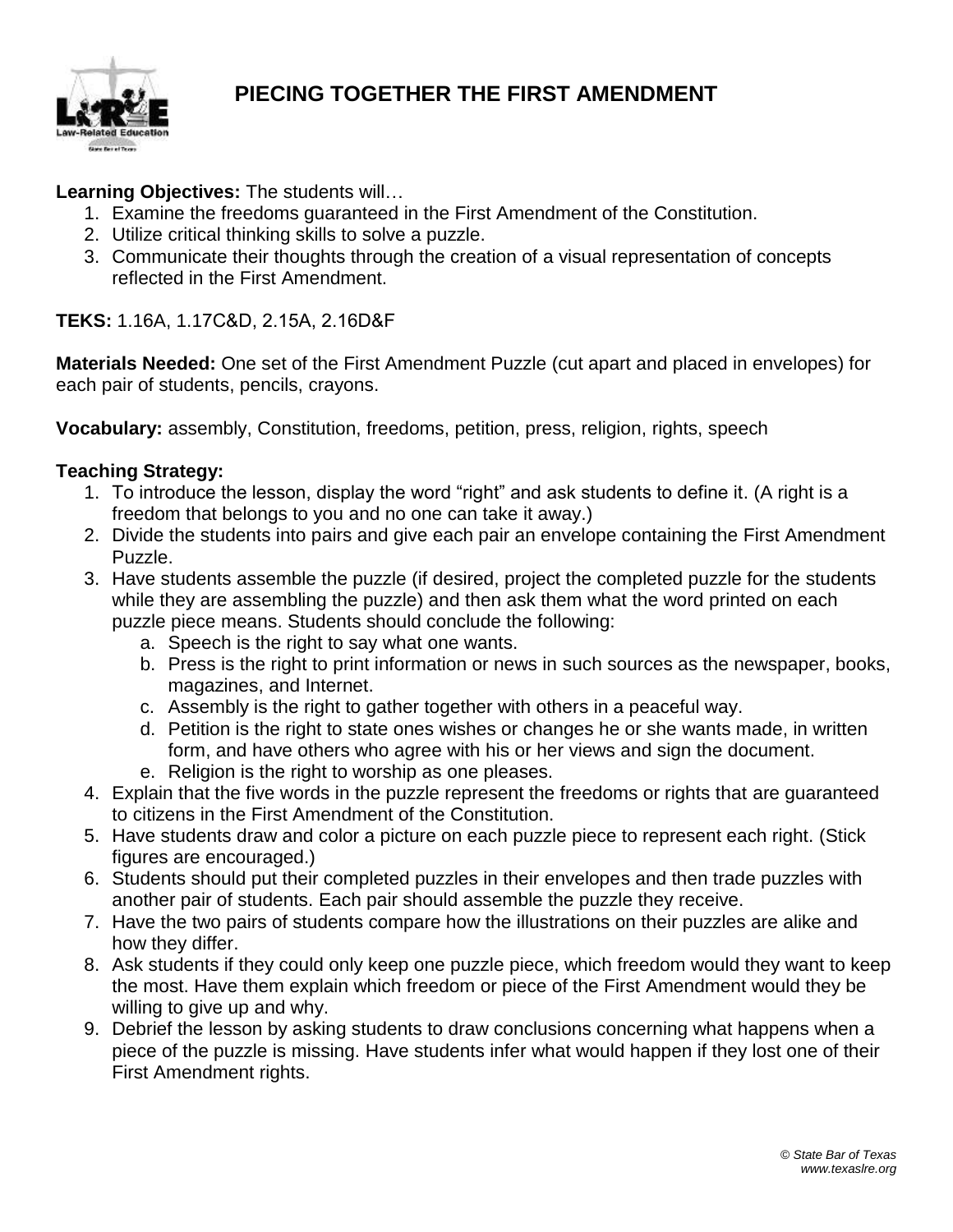# PIECING TOGETHER THE FIRST AMENDMENT

**Learning Objectives:** The students will…

1. Examine the freedoms guaranteed in the First Amendment of the Constitution.
2. Utilize critical thinking skills to solve a puzzle.
3. Communicate their thoughts through the creation of a visual representation of concepts reflected in the First Amendment.

**TEKS:** 1.16A, 1.17C&D, 2.15A, 2.16D&F

**Materials Needed:** One set of the First Amendment Puzzle (cut apart and placed in envelopes) for each pair of students, pencils, crayons.

**Vocabulary:** assembly, Constitution, freedoms, petition, press, religion, rights, speech

**Teaching Strategy:**

1. To introduce the lesson, display the word "right" and ask students to define it. (A right is a freedom that belongs to you and no one can take it away.)
2. Divide the students into pairs and give each pair an envelope containing the First Amendment Puzzle.
3. Have students assemble the puzzle (if desired, project the completed puzzle for the students while they are assembling the puzzle) and then ask them what the word printed on each puzzle piece means. Students should conclude the following:
    a. Speech is the right to say what one wants.
    b. Press is the right to print information or news in such sources as the newspaper, books, magazines, and Internet.
    c. Assembly is the right to gather together with others in a peaceful way.
    d. Petition is the right to state ones wishes or changes he or she wants made, in written form, and have others who agree with his or her views and sign the document.
    e. Religion is the right to worship as one pleases.
4. Explain that the five words in the puzzle represent the freedoms or rights that are guaranteed to citizens in the First Amendment of the Constitution.
5. Have students draw and color a picture on each puzzle piece to represent each right. (Stick figures are encouraged.)
6. Students should put their completed puzzles in their envelopes and then trade puzzles with another pair of students. Each pair should assemble the puzzle they receive.
7. Have the two pairs of students compare how the illustrations on their puzzles are alike and how they differ.
8. Ask students if they could only keep one puzzle piece, which freedom would they want to keep the most. Have them explain which freedom or piece of the First Amendment would they be willing to give up and why.
9. Debrief the lesson by asking students to draw conclusions concerning what happens when a piece of the puzzle is missing. Have students infer what would happen if they lost one of their First Amendment rights.

*© State Bar of Texas*
*www.texaslre.org*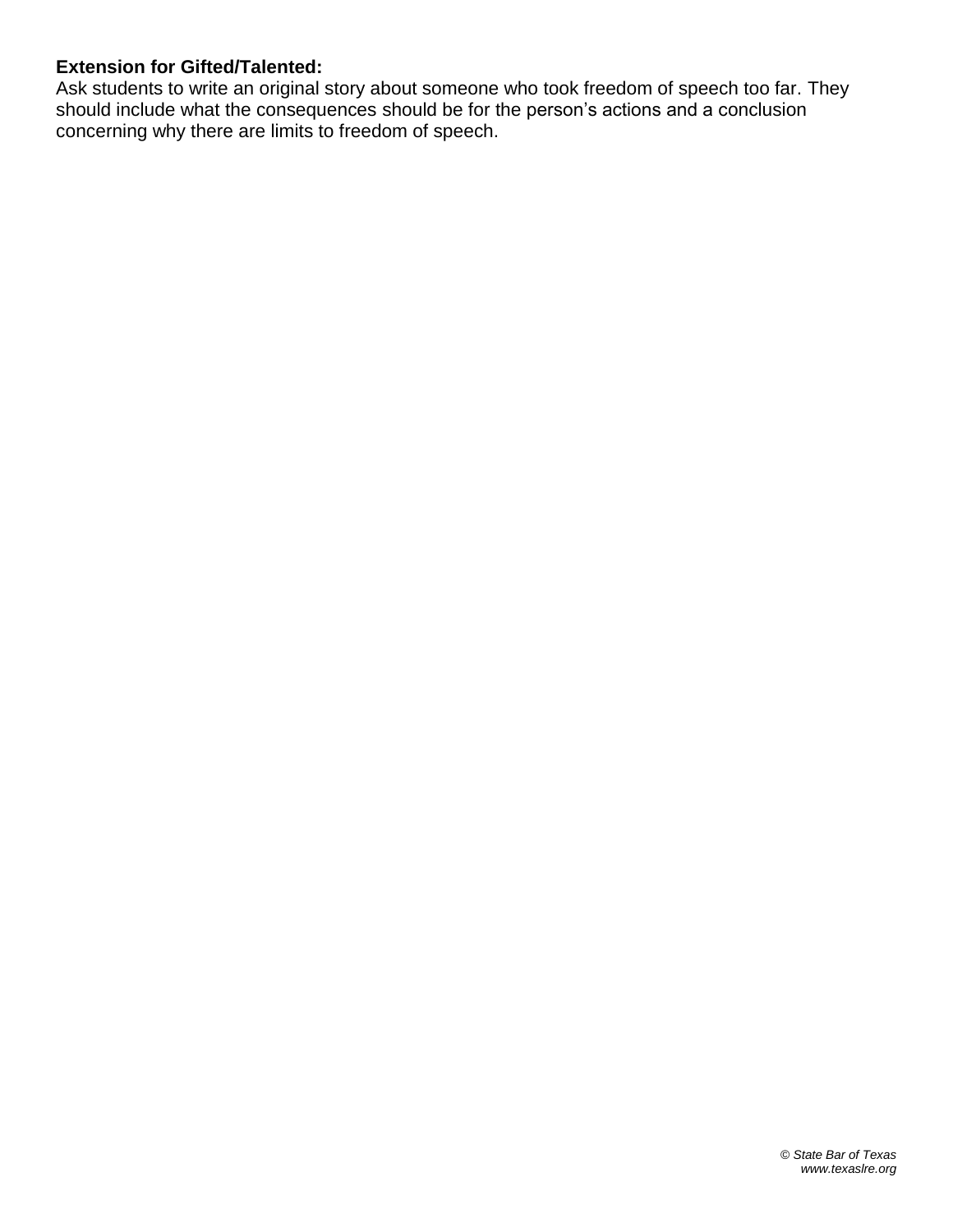**Extension for Gifted/Talented:**

Ask students to write an original story about someone who took freedom of speech too far. They should include what the consequences should be for the person's actions and a conclusion concerning why there are limits to freedom of speech.

*© State Bar of Texas*
*www.texaslre.org*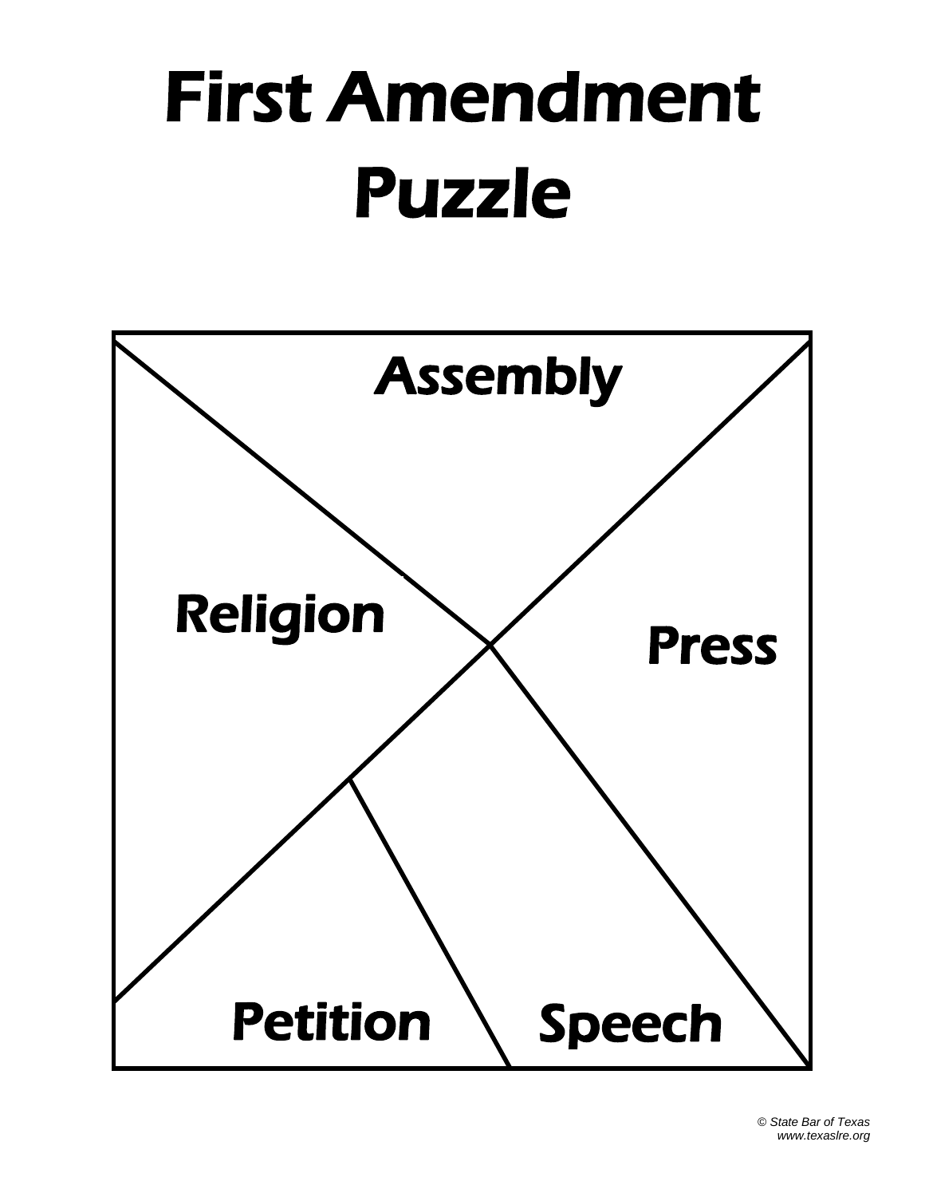# First Amendment Puzzle

Assembly

Religion

Press

Petition

Speech

*© State Bar of Texas*
*www.texaslre.org*